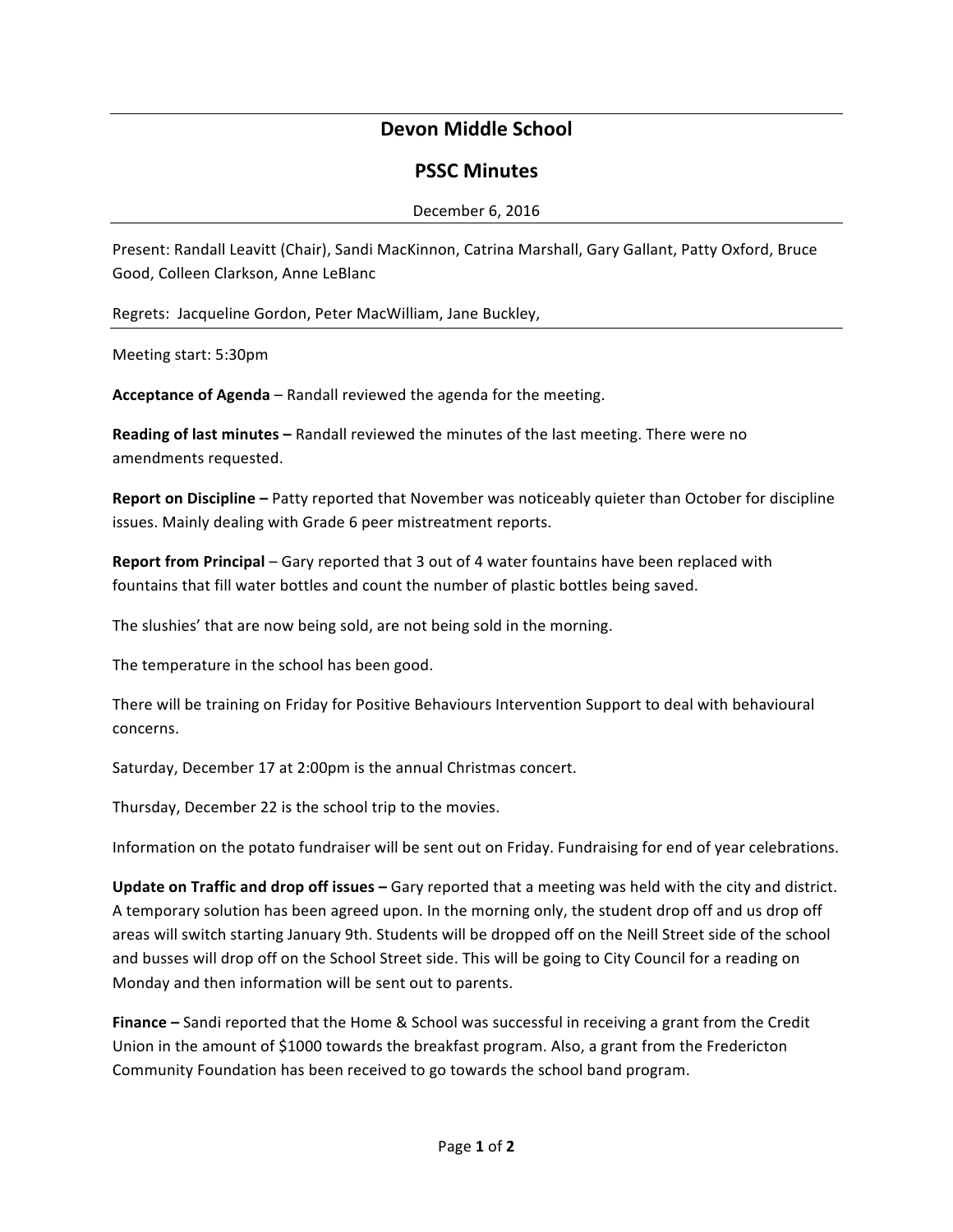# Devon Middle School

## PSSC Minutes

December 6, 2016

Present: Randall Leavitt (Chair), Sandi MacKinnon, Catrina Marshall, Gary Gallant, Patty Oxford, Bruce Good, Colleen Clarkson, Anne LeBlanc

Regrets: Jacqueline Gordon, Peter MacWilliam, Jane Buckley,

Meeting start: 5:30pm

**Acceptance of Agenda** – Randall reviewed the agenda for the meeting.

**Reading of last minutes –** Randall reviewed the minutes of the last meeting. There were no amendments requested.

**Report on Discipline –** Patty reported that November was noticeably quieter than October for discipline issues. Mainly dealing with Grade 6 peer mistreatment reports.

**Report from Principal** – Gary reported that 3 out of 4 water fountains have been replaced with fountains that fill water bottles and count the number of plastic bottles being saved.

The slushies' that are now being sold, are not being sold in the morning.

The temperature in the school has been good.

There will be training on Friday for Positive Behaviours Intervention Support to deal with behavioural concerns.

Saturday, December 17 at 2:00pm is the annual Christmas concert.

Thursday, December 22 is the school trip to the movies.

Information on the potato fundraiser will be sent out on Friday. Fundraising for end of year celebrations.

**Update on Traffic and drop off issues –** Gary reported that a meeting was held with the city and district. A temporary solution has been agreed upon. In the morning only, the student drop off and us drop off areas will switch starting January 9th. Students will be dropped off on the Neill Street side of the school and busses will drop off on the School Street side. This will be going to City Council for a reading on Monday and then information will be sent out to parents.

**Finance –** Sandi reported that the Home & School was successful in receiving a grant from the Credit Union in the amount of $1000 towards the breakfast program. Also, a grant from the Fredericton Community Foundation has been received to go towards the school band program.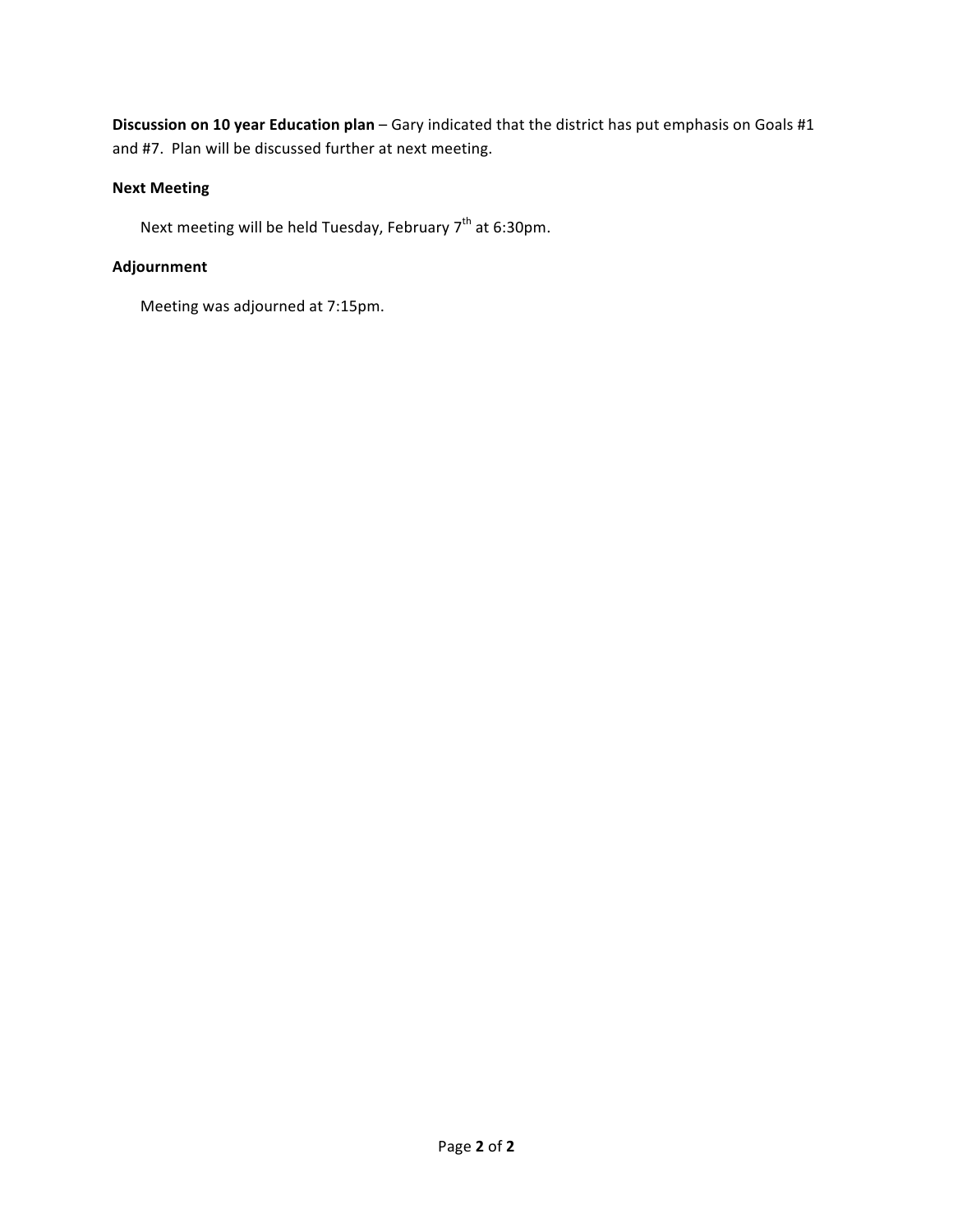**Discussion on 10 year Education plan** – Gary indicated that the district has put emphasis on Goals #1 and #7. Plan will be discussed further at next meeting.

**Next Meeting**

Next meeting will be held Tuesday, February 7th at 6:30pm.

**Adjournment**

Meeting was adjourned at 7:15pm.